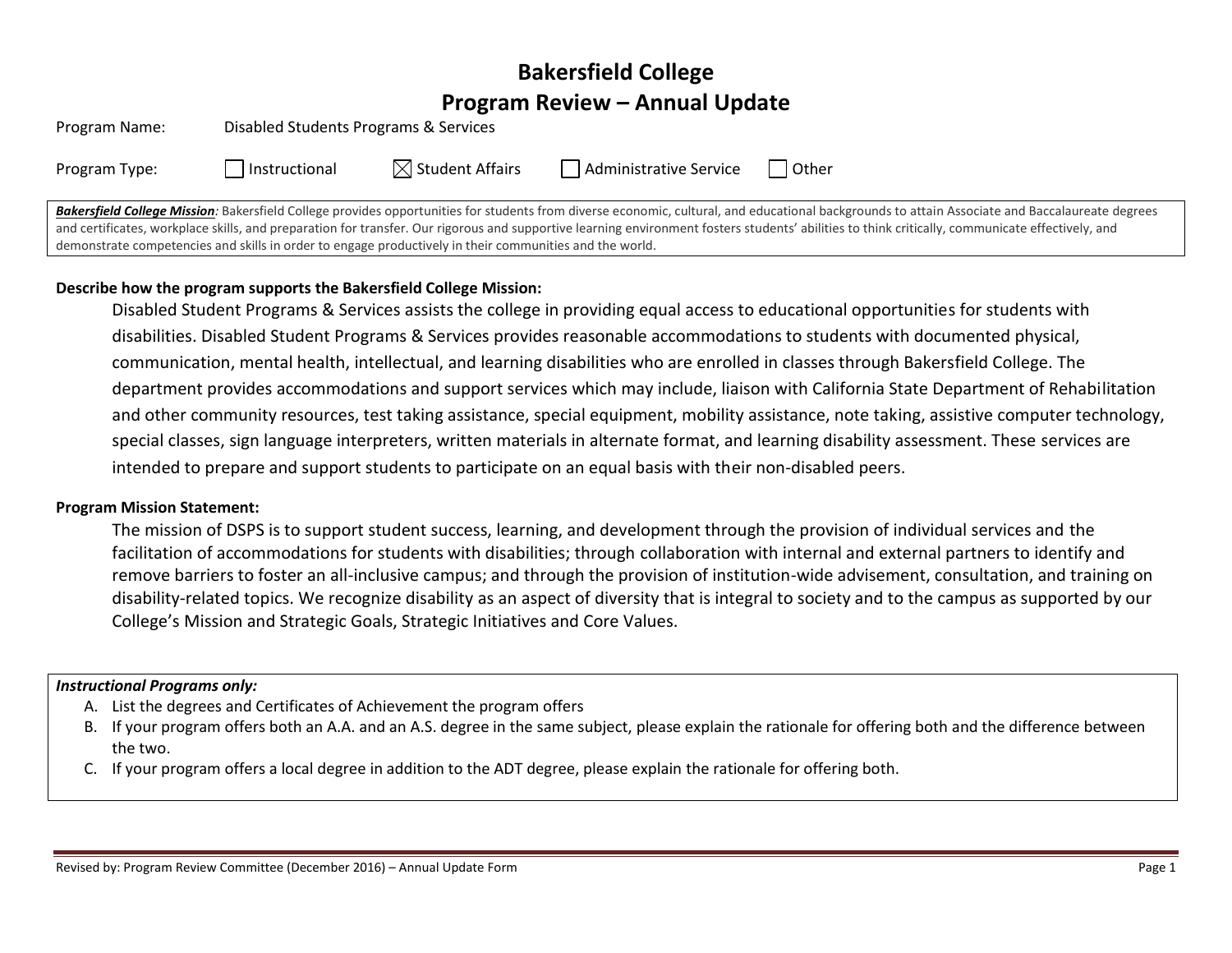# Bakersfield College
# Program Review – Annual Update

Program Name: Disabled Students Programs & Services

Program Type: ☐ Instructional ☒ Student Affairs ☐ Administrative Service ☐ Other

***Bakersfield College Mission****:* Bakersfield College provides opportunities for students from diverse economic, cultural, and educational backgrounds to attain Associate and Baccalaureate degrees and certificates, workplace skills, and preparation for transfer. Our rigorous and supportive learning environment fosters students' abilities to think critically, communicate effectively, and demonstrate competencies and skills in order to engage productively in their communities and the world.

**Describe how the program supports the Bakersfield College Mission:**

Disabled Student Programs & Services assists the college in providing equal access to educational opportunities for students with disabilities. Disabled Student Programs & Services provides reasonable accommodations to students with documented physical, communication, mental health, intellectual, and learning disabilities who are enrolled in classes through Bakersfield College. The department provides accommodations and support services which may include, liaison with California State Department of Rehabilitation and other community resources, test taking assistance, special equipment, mobility assistance, note taking, assistive computer technology, special classes, sign language interpreters, written materials in alternate format, and learning disability assessment. These services are intended to prepare and support students to participate on an equal basis with their non-disabled peers.

**Program Mission Statement:**

The mission of DSPS is to support student success, learning, and development through the provision of individual services and the facilitation of accommodations for students with disabilities; through collaboration with internal and external partners to identify and remove barriers to foster an all-inclusive campus; and through the provision of institution-wide advisement, consultation, and training on disability-related topics. We recognize disability as an aspect of diversity that is integral to society and to the campus as supported by our College's Mission and Strategic Goals, Strategic Initiatives and Core Values.

***Instructional Programs only:***

A. List the degrees and Certificates of Achievement the program offers
B. If your program offers both an A.A. and an A.S. degree in the same subject, please explain the rationale for offering both and the difference between the two.
C. If your program offers a local degree in addition to the ADT degree, please explain the rationale for offering both.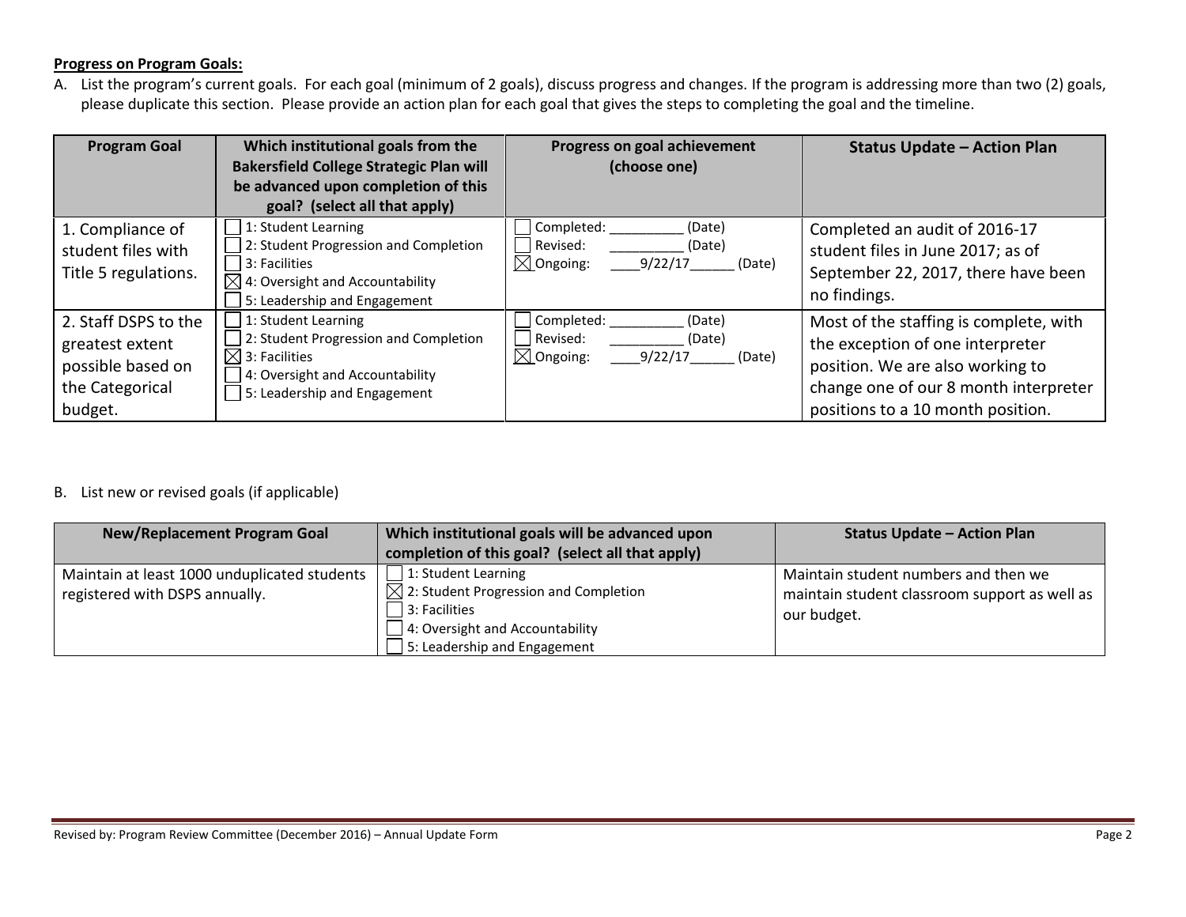**Progress on Program Goals:**

A. List the program's current goals. For each goal (minimum of 2 goals), discuss progress and changes. If the program is addressing more than two (2) goals, please duplicate this section. Please provide an action plan for each goal that gives the steps to completing the goal and the timeline.

| Program Goal | Which institutional goals from the Bakersfield College Strategic Plan will be advanced upon completion of this goal? (select all that apply) | Progress on goal achievement (choose one) | Status Update – Action Plan |
|---|---|---|---|
| 1. Compliance of student files with Title 5 regulations. | ☐ 1: Student Learning<br>☐ 2: Student Progression and Completion<br>☐ 3: Facilities<br>☒ 4: Oversight and Accountability<br>☐ 5: Leadership and Engagement | ☐ Completed: __________ (Date)<br>☐ Revised: __________ (Date)<br>☒ Ongoing: ____9/22/17______ (Date) | Completed an audit of 2016-17 student files in June 2017; as of September 22, 2017, there have been no findings. |
| 2. Staff DSPS to the greatest extent possible based on the Categorical budget. | ☐ 1: Student Learning<br>☐ 2: Student Progression and Completion<br>☒ 3: Facilities<br>☐ 4: Oversight and Accountability<br>☐ 5: Leadership and Engagement | ☐ Completed: __________ (Date)<br>☐ Revised: __________ (Date)<br>☒ Ongoing: ____9/22/17______ (Date) | Most of the staffing is complete, with the exception of one interpreter position. We are also working to change one of our 8 month interpreter positions to a 10 month position. |

B. List new or revised goals (if applicable)

| New/Replacement Program Goal | Which institutional goals will be advanced upon completion of this goal? (select all that apply) | Status Update – Action Plan |
|---|---|---|
| Maintain at least 1000 unduplicated students registered with DSPS annually. | ☐ 1: Student Learning<br>☒ 2: Student Progression and Completion<br>☐ 3: Facilities<br>☐ 4: Oversight and Accountability<br>☐ 5: Leadership and Engagement | Maintain student numbers and then we maintain student classroom support as well as our budget. |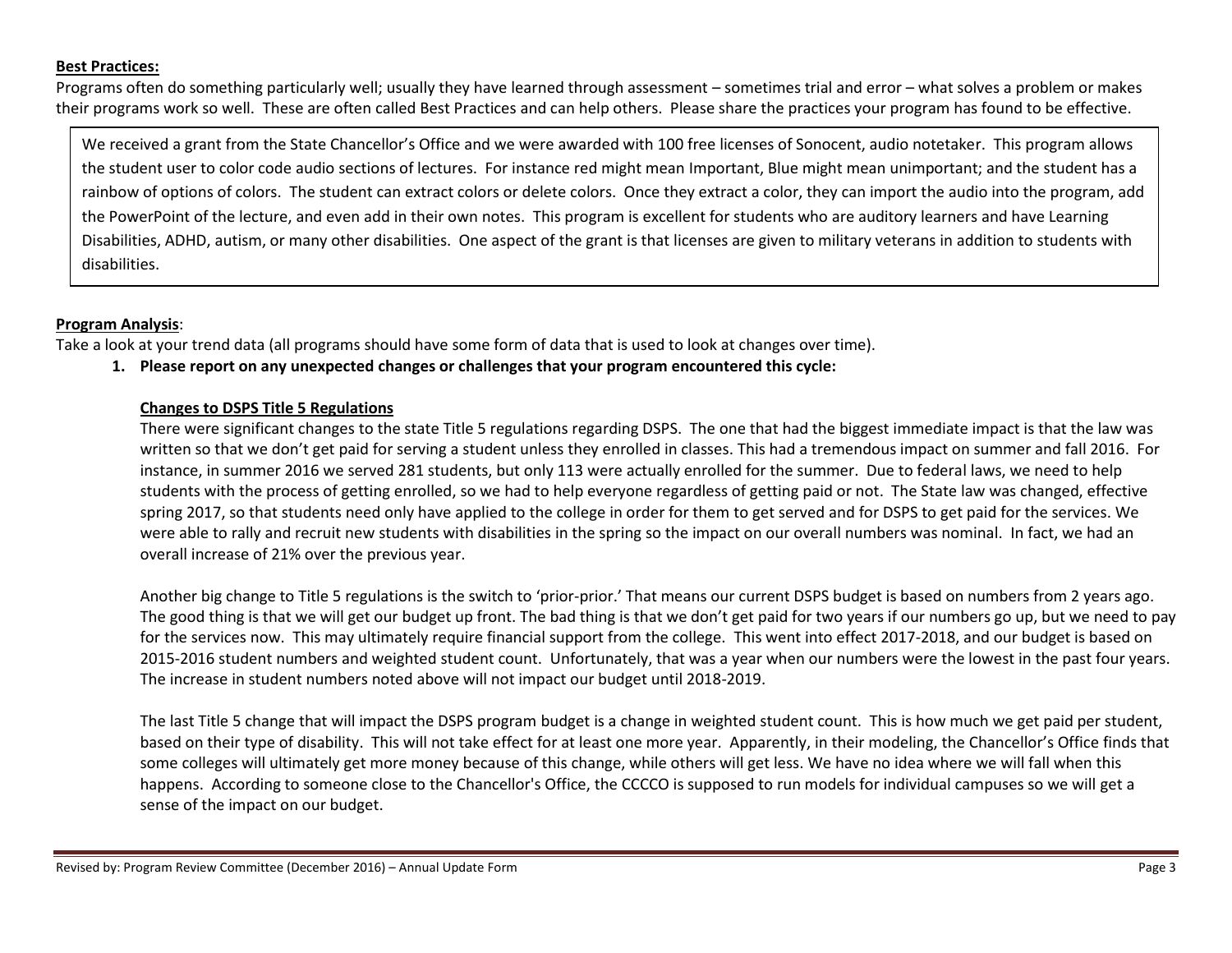**Best Practices:**

Programs often do something particularly well; usually they have learned through assessment – sometimes trial and error – what solves a problem or makes their programs work so well. These are often called Best Practices and can help others. Please share the practices your program has found to be effective.

We received a grant from the State Chancellor's Office and we were awarded with 100 free licenses of Sonocent, audio notetaker. This program allows the student user to color code audio sections of lectures. For instance red might mean Important, Blue might mean unimportant; and the student has a rainbow of options of colors. The student can extract colors or delete colors. Once they extract a color, they can import the audio into the program, add the PowerPoint of the lecture, and even add in their own notes. This program is excellent for students who are auditory learners and have Learning Disabilities, ADHD, autism, or many other disabilities. One aspect of the grant is that licenses are given to military veterans in addition to students with disabilities.

**Program Analysis**:

Take a look at your trend data (all programs should have some form of data that is used to look at changes over time).

1. **Please report on any unexpected changes or challenges that your program encountered this cycle:**

   **Changes to DSPS Title 5 Regulations**

   There were significant changes to the state Title 5 regulations regarding DSPS. The one that had the biggest immediate impact is that the law was written so that we don't get paid for serving a student unless they enrolled in classes. This had a tremendous impact on summer and fall 2016. For instance, in summer 2016 we served 281 students, but only 113 were actually enrolled for the summer. Due to federal laws, we need to help students with the process of getting enrolled, so we had to help everyone regardless of getting paid or not. The State law was changed, effective spring 2017, so that students need only have applied to the college in order for them to get served and for DSPS to get paid for the services. We were able to rally and recruit new students with disabilities in the spring so the impact on our overall numbers was nominal. In fact, we had an overall increase of 21% over the previous year.

   Another big change to Title 5 regulations is the switch to 'prior-prior.' That means our current DSPS budget is based on numbers from 2 years ago. The good thing is that we will get our budget up front. The bad thing is that we don't get paid for two years if our numbers go up, but we need to pay for the services now. This may ultimately require financial support from the college. This went into effect 2017-2018, and our budget is based on 2015-2016 student numbers and weighted student count. Unfortunately, that was a year when our numbers were the lowest in the past four years. The increase in student numbers noted above will not impact our budget until 2018-2019.

   The last Title 5 change that will impact the DSPS program budget is a change in weighted student count. This is how much we get paid per student, based on their type of disability. This will not take effect for at least one more year. Apparently, in their modeling, the Chancellor's Office finds that some colleges will ultimately get more money because of this change, while others will get less. We have no idea where we will fall when this happens. According to someone close to the Chancellor's Office, the CCCCO is supposed to run models for individual campuses so we will get a sense of the impact on our budget.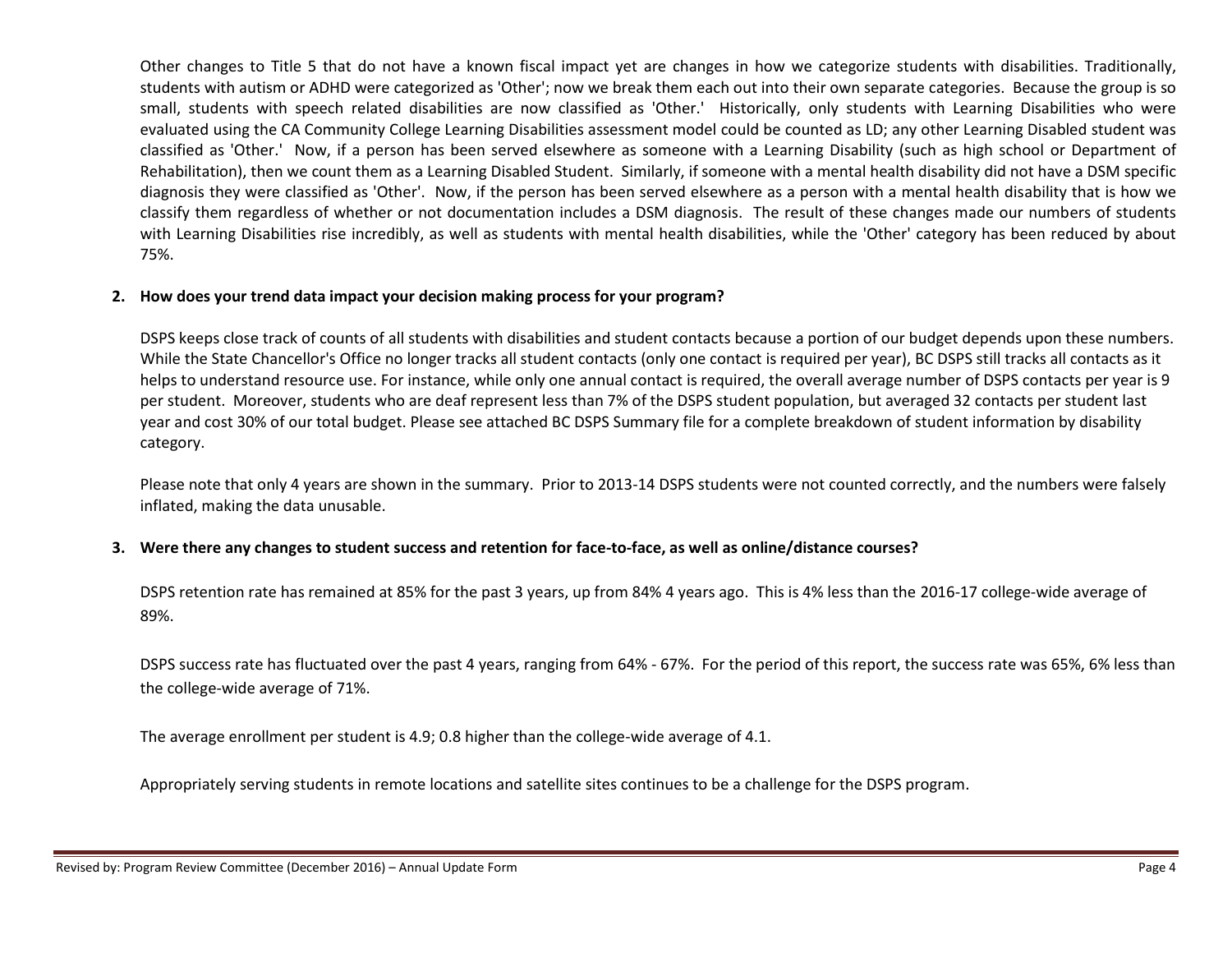Other changes to Title 5 that do not have a known fiscal impact yet are changes in how we categorize students with disabilities. Traditionally, students with autism or ADHD were categorized as 'Other'; now we break them each out into their own separate categories. Because the group is so small, students with speech related disabilities are now classified as 'Other.' Historically, only students with Learning Disabilities who were evaluated using the CA Community College Learning Disabilities assessment model could be counted as LD; any other Learning Disabled student was classified as 'Other.' Now, if a person has been served elsewhere as someone with a Learning Disability (such as high school or Department of Rehabilitation), then we count them as a Learning Disabled Student. Similarly, if someone with a mental health disability did not have a DSM specific diagnosis they were classified as 'Other'. Now, if the person has been served elsewhere as a person with a mental health disability that is how we classify them regardless of whether or not documentation includes a DSM diagnosis. The result of these changes made our numbers of students with Learning Disabilities rise incredibly, as well as students with mental health disabilities, while the 'Other' category has been reduced by about 75%.

**2. How does your trend data impact your decision making process for your program?**

DSPS keeps close track of counts of all students with disabilities and student contacts because a portion of our budget depends upon these numbers. While the State Chancellor's Office no longer tracks all student contacts (only one contact is required per year), BC DSPS still tracks all contacts as it helps to understand resource use. For instance, while only one annual contact is required, the overall average number of DSPS contacts per year is 9 per student. Moreover, students who are deaf represent less than 7% of the DSPS student population, but averaged 32 contacts per student last year and cost 30% of our total budget. Please see attached BC DSPS Summary file for a complete breakdown of student information by disability category.

Please note that only 4 years are shown in the summary. Prior to 2013-14 DSPS students were not counted correctly, and the numbers were falsely inflated, making the data unusable.

**3. Were there any changes to student success and retention for face-to-face, as well as online/distance courses?**

DSPS retention rate has remained at 85% for the past 3 years, up from 84% 4 years ago. This is 4% less than the 2016-17 college-wide average of 89%.

DSPS success rate has fluctuated over the past 4 years, ranging from 64% - 67%. For the period of this report, the success rate was 65%, 6% less than the college-wide average of 71%.

The average enrollment per student is 4.9; 0.8 higher than the college-wide average of 4.1.

Appropriately serving students in remote locations and satellite sites continues to be a challenge for the DSPS program.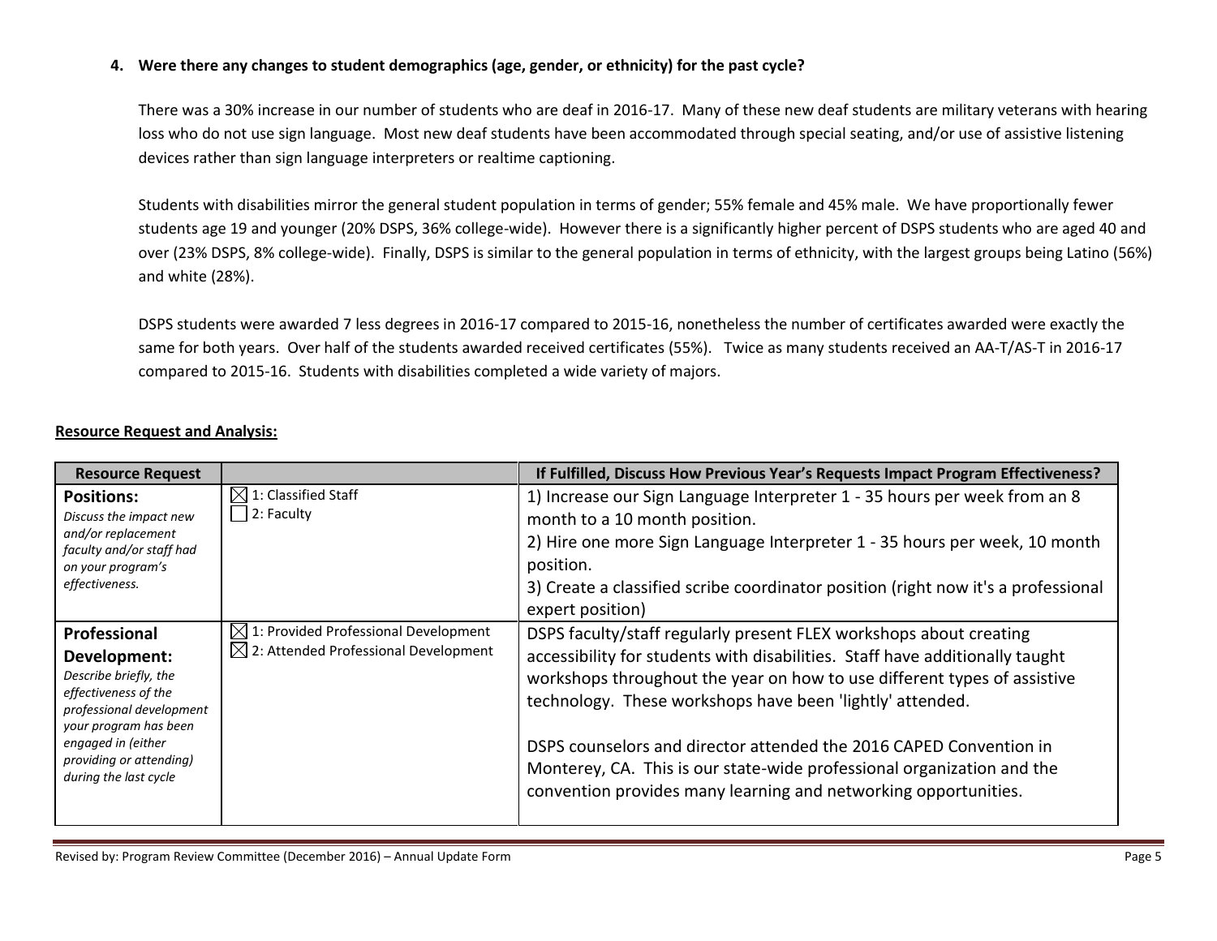**4. Were there any changes to student demographics (age, gender, or ethnicity) for the past cycle?**

There was a 30% increase in our number of students who are deaf in 2016-17. Many of these new deaf students are military veterans with hearing loss who do not use sign language. Most new deaf students have been accommodated through special seating, and/or use of assistive listening devices rather than sign language interpreters or realtime captioning.

Students with disabilities mirror the general student population in terms of gender; 55% female and 45% male. We have proportionally fewer students age 19 and younger (20% DSPS, 36% college-wide). However there is a significantly higher percent of DSPS students who are aged 40 and over (23% DSPS, 8% college-wide). Finally, DSPS is similar to the general population in terms of ethnicity, with the largest groups being Latino (56%) and white (28%).

DSPS students were awarded 7 less degrees in 2016-17 compared to 2015-16, nonetheless the number of certificates awarded were exactly the same for both years. Over half of the students awarded received certificates (55%). Twice as many students received an AA-T/AS-T in 2016-17 compared to 2015-16. Students with disabilities completed a wide variety of majors.

**Resource Request and Analysis:**

| Resource Request | | If Fulfilled, Discuss How Previous Year's Requests Impact Program Effectiveness? |
|---|---|---|
| **Positions:** *Discuss the impact new and/or replacement faculty and/or staff had on your program's effectiveness.* | ☒ 1: Classified Staff<br>☐ 2: Faculty | 1) Increase our Sign Language Interpreter 1 - 35 hours per week from an 8 month to a 10 month position.<br>2) Hire one more Sign Language Interpreter 1 - 35 hours per week, 10 month position.<br>3) Create a classified scribe coordinator position (right now it's a professional expert position) |
| **Professional Development:** *Describe briefly, the effectiveness of the professional development your program has been engaged in (either providing or attending) during the last cycle* | ☒ 1: Provided Professional Development<br>☒ 2: Attended Professional Development | DSPS faculty/staff regularly present FLEX workshops about creating accessibility for students with disabilities. Staff have additionally taught workshops throughout the year on how to use different types of assistive technology. These workshops have been 'lightly' attended.<br><br>DSPS counselors and director attended the 2016 CAPED Convention in Monterey, CA. This is our state-wide professional organization and the convention provides many learning and networking opportunities. |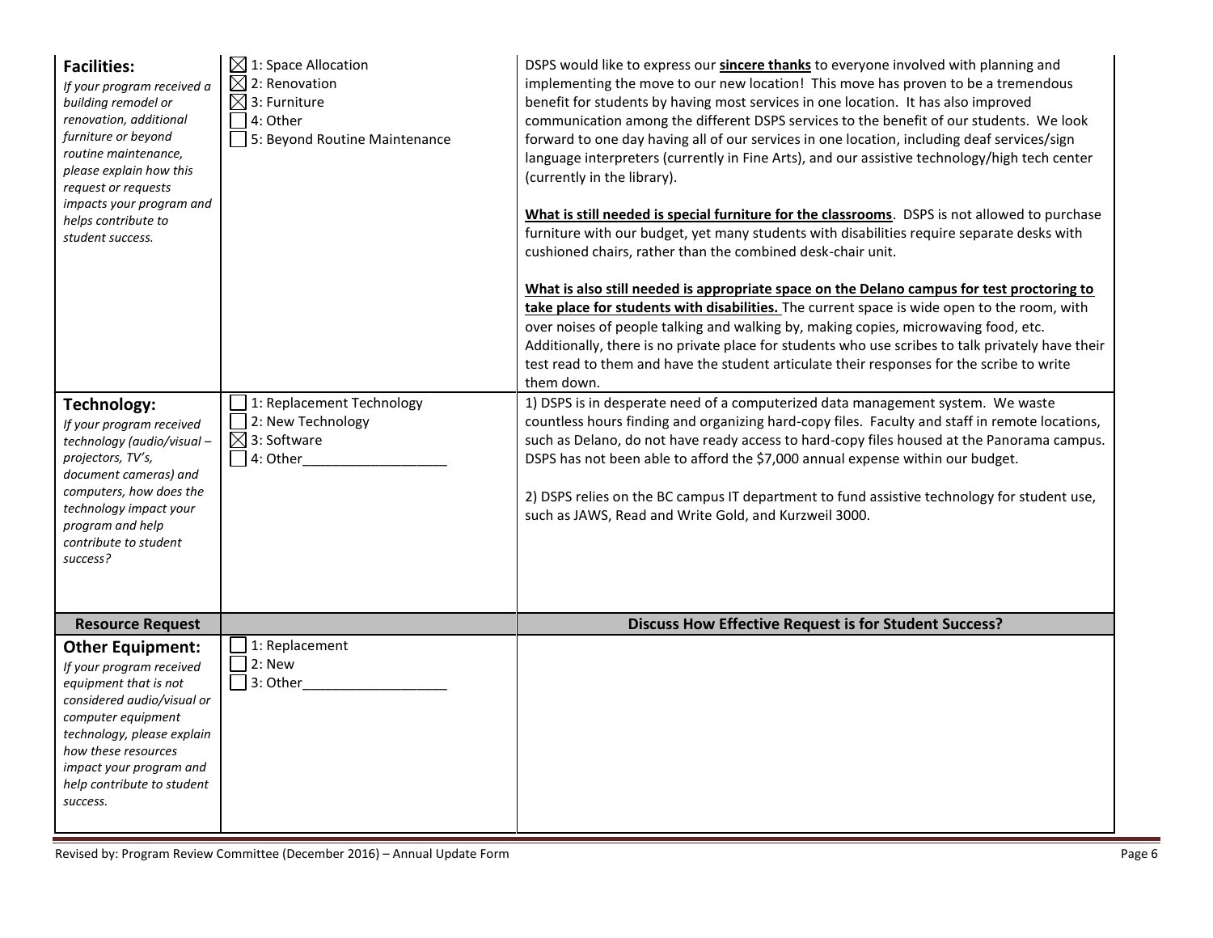| | | |
|---|---|---|
| **Facilities:** *If your program received a building remodel or renovation, additional furniture or beyond routine maintenance, please explain how this request or requests impacts your program and helps contribute to student success.* | ☒ 1: Space Allocation<br>☒ 2: Renovation<br>☒ 3: Furniture<br>☐ 4: Other<br>☐ 5: Beyond Routine Maintenance | DSPS would like to express our **sincere thanks** to everyone involved with planning and implementing the move to our new location! This move has proven to be a tremendous benefit for students by having most services in one location. It has also improved communication among the different DSPS services to the benefit of our students. We look forward to one day having all of our services in one location, including deaf services/sign language interpreters (currently in Fine Arts), and our assistive technology/high tech center (currently in the library).<br><br>**What is still needed is special furniture for the classrooms**. DSPS is not allowed to purchase furniture with our budget, yet many students with disabilities require separate desks with cushioned chairs, rather than the combined desk-chair unit.<br><br>**What is also still needed is appropriate space on the Delano campus for test proctoring to take place for students with disabilities.** The current space is wide open to the room, with over noises of people talking and walking by, making copies, microwaving food, etc. Additionally, there is no private place for students who use scribes to talk privately have their test read to them and have the student articulate their responses for the scribe to write them down. |
| **Technology:** *If your program received technology (audio/visual – projectors, TV's, document cameras) and computers, how does the technology impact your program and help contribute to student success?* | ☐ 1: Replacement Technology<br>☐ 2: New Technology<br>☒ 3: Software<br>☐ 4: Other___________________ | 1) DSPS is in desperate need of a computerized data management system. We waste countless hours finding and organizing hard-copy files. Faculty and staff in remote locations, such as Delano, do not have ready access to hard-copy files housed at the Panorama campus. DSPS has not been able to afford the $7,000 annual expense within our budget.<br><br>2) DSPS relies on the BC campus IT department to fund assistive technology for student use, such as JAWS, Read and Write Gold, and Kurzweil 3000. |
| **Resource Request** | | **Discuss How Effective Request is for Student Success?** |
| **Other Equipment:** *If your program received equipment that is not considered audio/visual or computer equipment technology, please explain how these resources impact your program and help contribute to student success.* | ☐ 1: Replacement<br>☐ 2: New<br>☐ 3: Other___________________ | |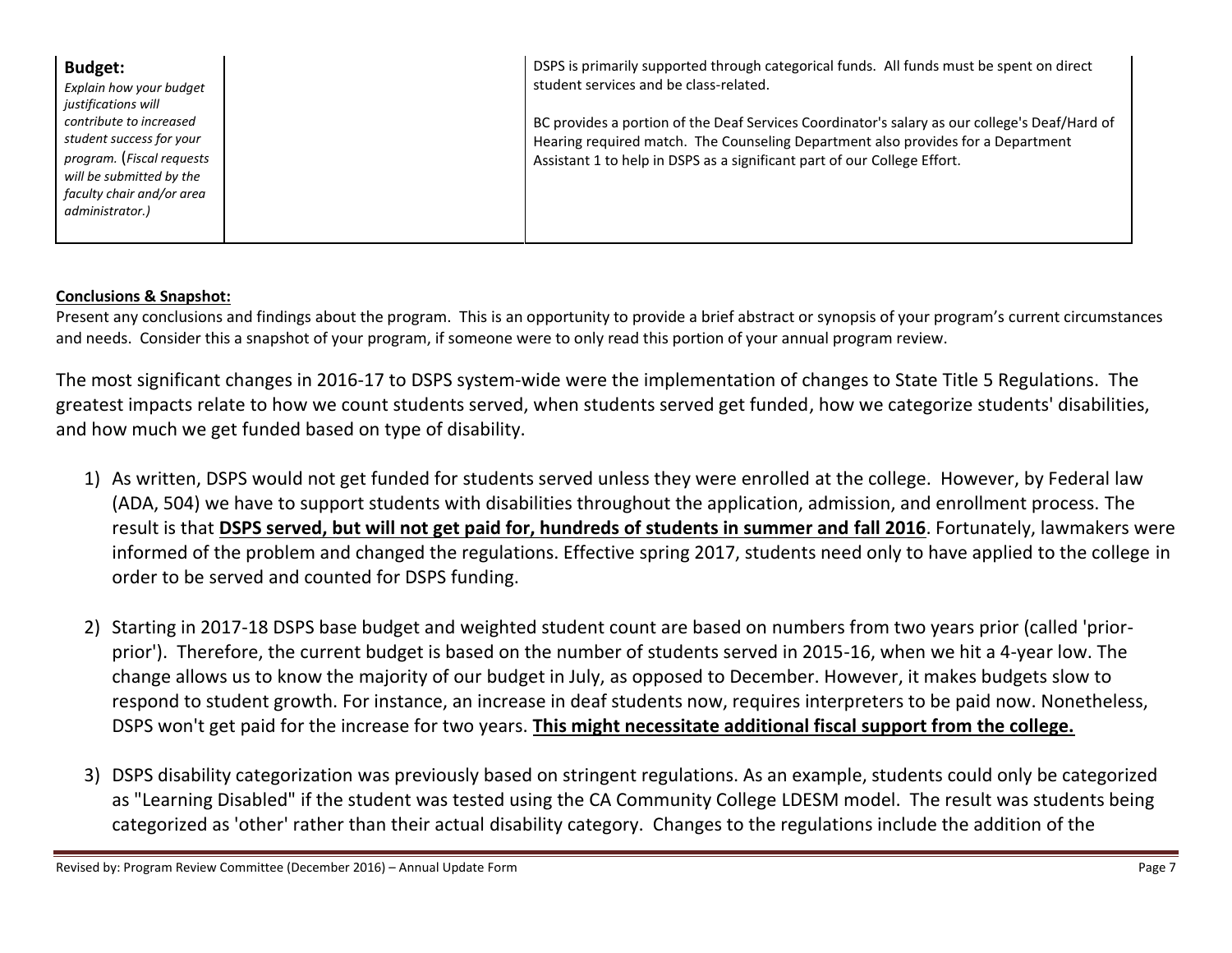| **Budget:** *Explain how your budget justifications will contribute to increased student success for your program.* (*Fiscal requests will be submitted by the faculty chair and/or area administrator.*) | | DSPS is primarily supported through categorical funds. All funds must be spent on direct student services and be class-related.<br><br>BC provides a portion of the Deaf Services Coordinator's salary as our college's Deaf/Hard of Hearing required match. The Counseling Department also provides for a Department Assistant 1 to help in DSPS as a significant part of our College Effort. |
|---|---|---|

**Conclusions & Snapshot:**

Present any conclusions and findings about the program. This is an opportunity to provide a brief abstract or synopsis of your program's current circumstances and needs. Consider this a snapshot of your program, if someone were to only read this portion of your annual program review.

The most significant changes in 2016-17 to DSPS system-wide were the implementation of changes to State Title 5 Regulations. The greatest impacts relate to how we count students served, when students served get funded, how we categorize students' disabilities, and how much we get funded based on type of disability.

1) As written, DSPS would not get funded for students served unless they were enrolled at the college. However, by Federal law (ADA, 504) we have to support students with disabilities throughout the application, admission, and enrollment process. The result is that **DSPS served, but will not get paid for, hundreds of students in summer and fall 2016**. Fortunately, lawmakers were informed of the problem and changed the regulations. Effective spring 2017, students need only to have applied to the college in order to be served and counted for DSPS funding.

2) Starting in 2017-18 DSPS base budget and weighted student count are based on numbers from two years prior (called 'prior-prior'). Therefore, the current budget is based on the number of students served in 2015-16, when we hit a 4-year low. The change allows us to know the majority of our budget in July, as opposed to December. However, it makes budgets slow to respond to student growth. For instance, an increase in deaf students now, requires interpreters to be paid now. Nonetheless, DSPS won't get paid for the increase for two years. **This might necessitate additional fiscal support from the college.**

3) DSPS disability categorization was previously based on stringent regulations. As an example, students could only be categorized as "Learning Disabled" if the student was tested using the CA Community College LDESM model. The result was students being categorized as 'other' rather than their actual disability category. Changes to the regulations include the addition of the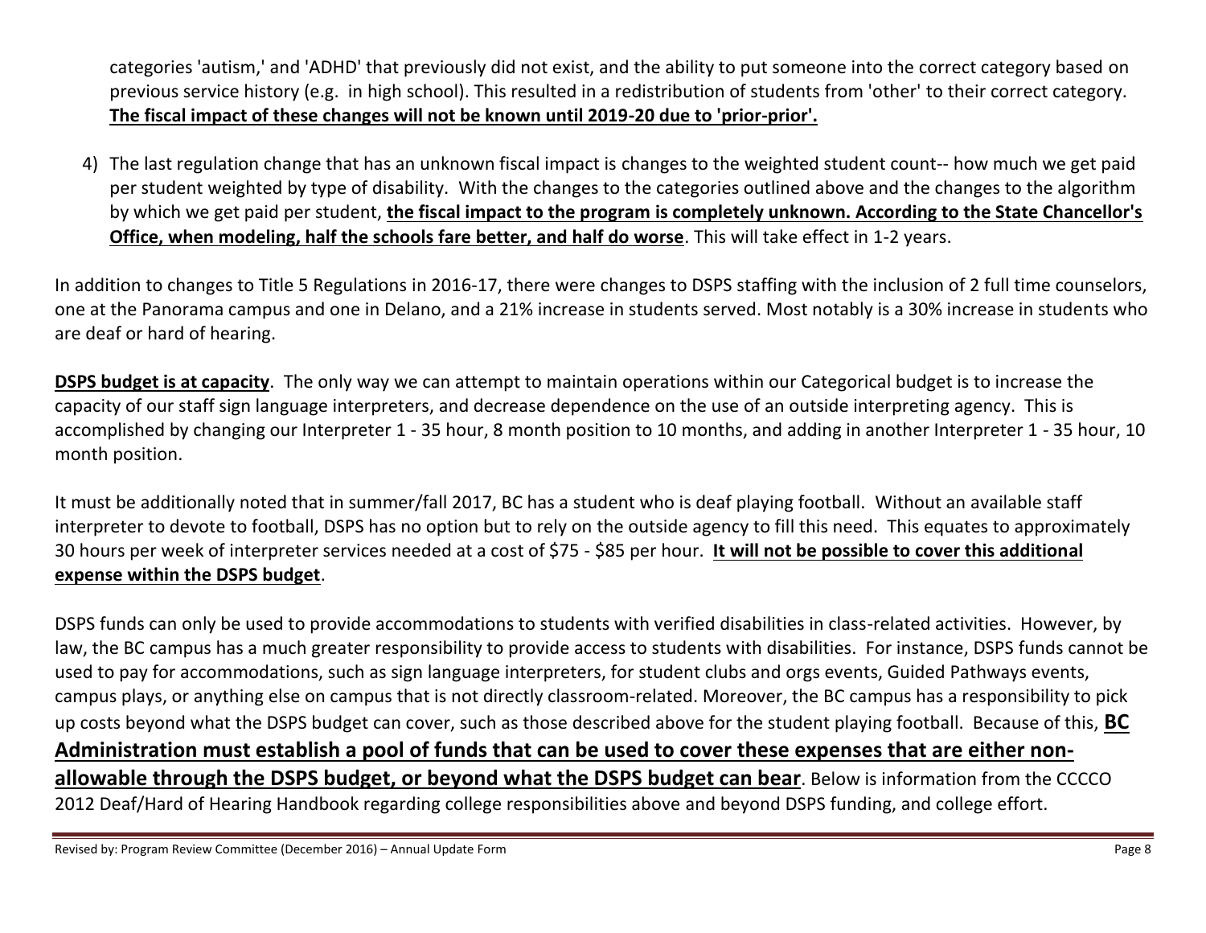categories 'autism,' and 'ADHD' that previously did not exist, and the ability to put someone into the correct category based on previous service history (e.g. in high school). This resulted in a redistribution of students from 'other' to their correct category. **The fiscal impact of these changes will not be known until 2019-20 due to 'prior-prior'.**

4) The last regulation change that has an unknown fiscal impact is changes to the weighted student count-- how much we get paid per student weighted by type of disability. With the changes to the categories outlined above and the changes to the algorithm by which we get paid per student, **the fiscal impact to the program is completely unknown. According to the State Chancellor's Office, when modeling, half the schools fare better, and half do worse**. This will take effect in 1-2 years.

In addition to changes to Title 5 Regulations in 2016-17, there were changes to DSPS staffing with the inclusion of 2 full time counselors, one at the Panorama campus and one in Delano, and a 21% increase in students served. Most notably is a 30% increase in students who are deaf or hard of hearing.

**DSPS budget is at capacity**. The only way we can attempt to maintain operations within our Categorical budget is to increase the capacity of our staff sign language interpreters, and decrease dependence on the use of an outside interpreting agency. This is accomplished by changing our Interpreter 1 - 35 hour, 8 month position to 10 months, and adding in another Interpreter 1 - 35 hour, 10 month position.

It must be additionally noted that in summer/fall 2017, BC has a student who is deaf playing football. Without an available staff interpreter to devote to football, DSPS has no option but to rely on the outside agency to fill this need. This equates to approximately 30 hours per week of interpreter services needed at a cost of $75 - $85 per hour. **It will not be possible to cover this additional expense within the DSPS budget**.

DSPS funds can only be used to provide accommodations to students with verified disabilities in class-related activities. However, by law, the BC campus has a much greater responsibility to provide access to students with disabilities. For instance, DSPS funds cannot be used to pay for accommodations, such as sign language interpreters, for student clubs and orgs events, Guided Pathways events, campus plays, or anything else on campus that is not directly classroom-related. Moreover, the BC campus has a responsibility to pick up costs beyond what the DSPS budget can cover, such as those described above for the student playing football. Because of this, **BC Administration must establish a pool of funds that can be used to cover these expenses that are either non-allowable through the DSPS budget, or beyond what the DSPS budget can bear**. Below is information from the CCCCO 2012 Deaf/Hard of Hearing Handbook regarding college responsibilities above and beyond DSPS funding, and college effort.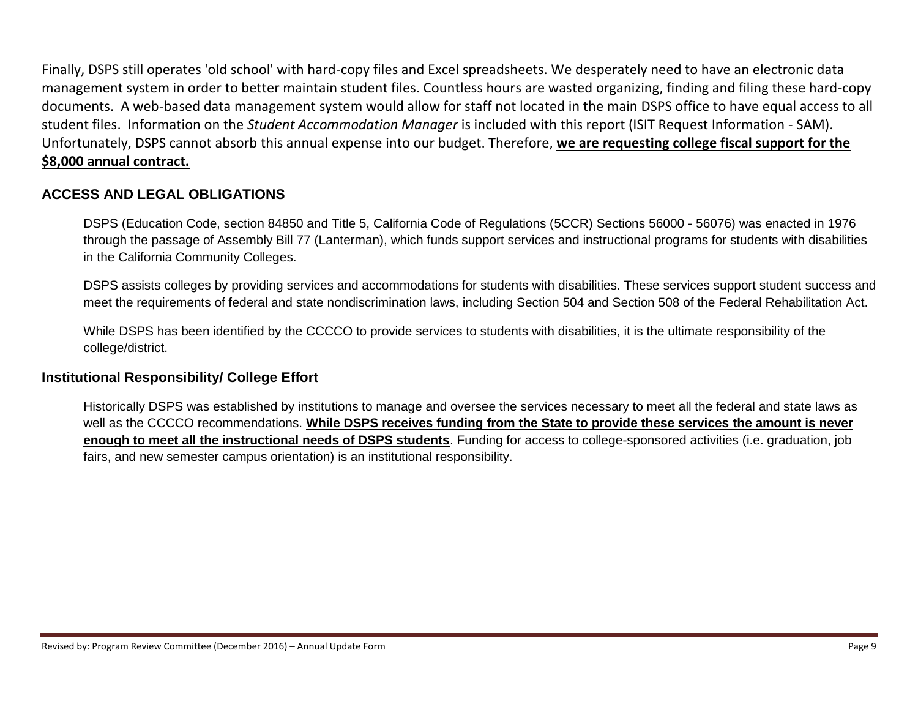Finally, DSPS still operates 'old school' with hard-copy files and Excel spreadsheets. We desperately need to have an electronic data management system in order to better maintain student files. Countless hours are wasted organizing, finding and filing these hard-copy documents. A web-based data management system would allow for staff not located in the main DSPS office to have equal access to all student files. Information on the *Student Accommodation Manager* is included with this report (ISIT Request Information - SAM). Unfortunately, DSPS cannot absorb this annual expense into our budget. Therefore, **we are requesting college fiscal support for the $8,000 annual contract.**

## ACCESS AND LEGAL OBLIGATIONS

DSPS (Education Code, section 84850 and Title 5, California Code of Regulations (5CCR) Sections 56000 - 56076) was enacted in 1976 through the passage of Assembly Bill 77 (Lanterman), which funds support services and instructional programs for students with disabilities in the California Community Colleges.

DSPS assists colleges by providing services and accommodations for students with disabilities. These services support student success and meet the requirements of federal and state nondiscrimination laws, including Section 504 and Section 508 of the Federal Rehabilitation Act.

While DSPS has been identified by the CCCCO to provide services to students with disabilities, it is the ultimate responsibility of the college/district.

### Institutional Responsibility/ College Effort

Historically DSPS was established by institutions to manage and oversee the services necessary to meet all the federal and state laws as well as the CCCCO recommendations. **While DSPS receives funding from the State to provide these services the amount is never enough to meet all the instructional needs of DSPS students**. Funding for access to college-sponsored activities (i.e. graduation, job fairs, and new semester campus orientation) is an institutional responsibility.